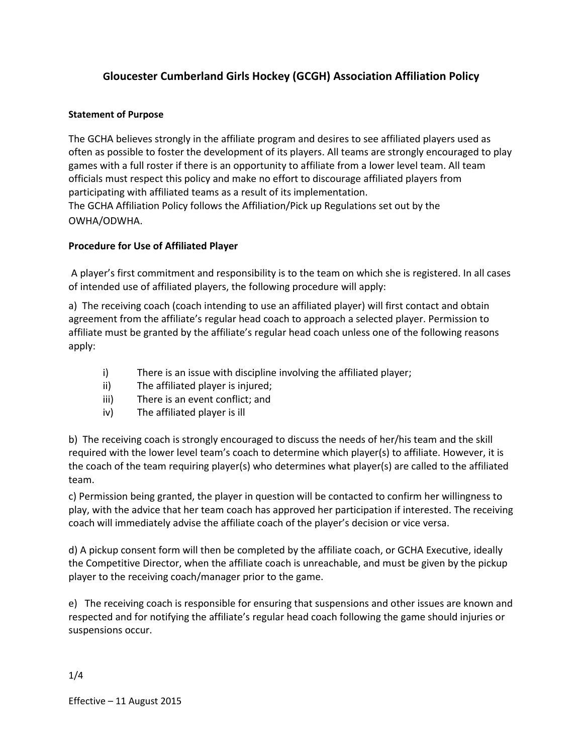# Gloucester Cumberland Girls Hockey (GCGH) Association Affiliation Policy

**Statement of Purpose**

The GCHA believes strongly in the affiliate program and desires to see affiliated players used as often as possible to foster the development of its players. All teams are strongly encouraged to play games with a full roster if there is an opportunity to affiliate from a lower level team. All team officials must respect this policy and make no effort to discourage affiliated players from participating with affiliated teams as a result of its implementation.
The GCHA Affiliation Policy follows the Affiliation/Pick up Regulations set out by the OWHA/ODWHA.

**Procedure for Use of Affiliated Player**

A player's first commitment and responsibility is to the team on which she is registered. In all cases of intended use of affiliated players, the following procedure will apply:

a) The receiving coach (coach intending to use an affiliated player) will first contact and obtain agreement from the affiliate's regular head coach to approach a selected player. Permission to affiliate must be granted by the affiliate's regular head coach unless one of the following reasons apply:

- i) There is an issue with discipline involving the affiliated player;
- ii) The affiliated player is injured;
- iii) There is an event conflict; and
- iv) The affiliated player is ill

b) The receiving coach is strongly encouraged to discuss the needs of her/his team and the skill required with the lower level team's coach to determine which player(s) to affiliate. However, it is the coach of the team requiring player(s) who determines what player(s) are called to the affiliated team.

c) Permission being granted, the player in question will be contacted to confirm her willingness to play, with the advice that her team coach has approved her participation if interested. The receiving coach will immediately advise the affiliate coach of the player's decision or vice versa.

d) A pickup consent form will then be completed by the affiliate coach, or GCHA Executive, ideally the Competitive Director, when the affiliate coach is unreachable, and must be given by the pickup player to the receiving coach/manager prior to the game.

e) The receiving coach is responsible for ensuring that suspensions and other issues are known and respected and for notifying the affiliate's regular head coach following the game should injuries or suspensions occur.

Effective – 11 August 2015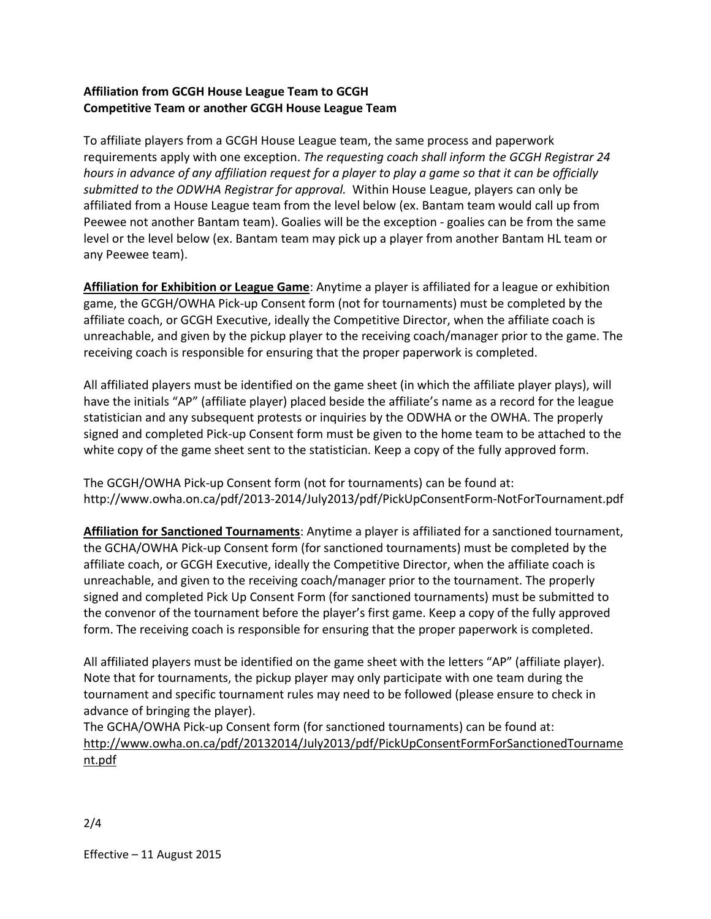**Affiliation from GCGH House League Team to GCGH Competitive Team or another GCGH House League Team**

To affiliate players from a GCGH House League team, the same process and paperwork requirements apply with one exception. *The requesting coach shall inform the GCGH Registrar 24 hours in advance of any affiliation request for a player to play a game so that it can be officially submitted to the ODWHA Registrar for approval.* Within House League, players can only be affiliated from a House League team from the level below (ex. Bantam team would call up from Peewee not another Bantam team). Goalies will be the exception - goalies can be from the same level or the level below (ex. Bantam team may pick up a player from another Bantam HL team or any Peewee team).

**Affiliation for Exhibition or League Game**: Anytime a player is affiliated for a league or exhibition game, the GCGH/OWHA Pick-up Consent form (not for tournaments) must be completed by the affiliate coach, or GCGH Executive, ideally the Competitive Director, when the affiliate coach is unreachable, and given by the pickup player to the receiving coach/manager prior to the game. The receiving coach is responsible for ensuring that the proper paperwork is completed.

All affiliated players must be identified on the game sheet (in which the affiliate player plays), will have the initials "AP" (affiliate player) placed beside the affiliate's name as a record for the league statistician and any subsequent protests or inquiries by the ODWHA or the OWHA. The properly signed and completed Pick-up Consent form must be given to the home team to be attached to the white copy of the game sheet sent to the statistician. Keep a copy of the fully approved form.

The GCGH/OWHA Pick-up Consent form (not for tournaments) can be found at:
http://www.owha.on.ca/pdf/2013-2014/July2013/pdf/PickUpConsentForm-NotForTournament.pdf

**Affiliation for Sanctioned Tournaments**: Anytime a player is affiliated for a sanctioned tournament, the GCHA/OWHA Pick-up Consent form (for sanctioned tournaments) must be completed by the affiliate coach, or GCGH Executive, ideally the Competitive Director, when the affiliate coach is unreachable, and given to the receiving coach/manager prior to the tournament. The properly signed and completed Pick Up Consent Form (for sanctioned tournaments) must be submitted to the convenor of the tournament before the player's first game. Keep a copy of the fully approved form. The receiving coach is responsible for ensuring that the proper paperwork is completed.

All affiliated players must be identified on the game sheet with the letters "AP" (affiliate player). Note that for tournaments, the pickup player may only participate with one team during the tournament and specific tournament rules may need to be followed (please ensure to check in advance of bringing the player).
The GCHA/OWHA Pick-up Consent form (for sanctioned tournaments) can be found at:
http://www.owha.on.ca/pdf/20132014/July2013/pdf/PickUpConsentFormForSanctionedTournament.pdf

Effective – 11 August 2015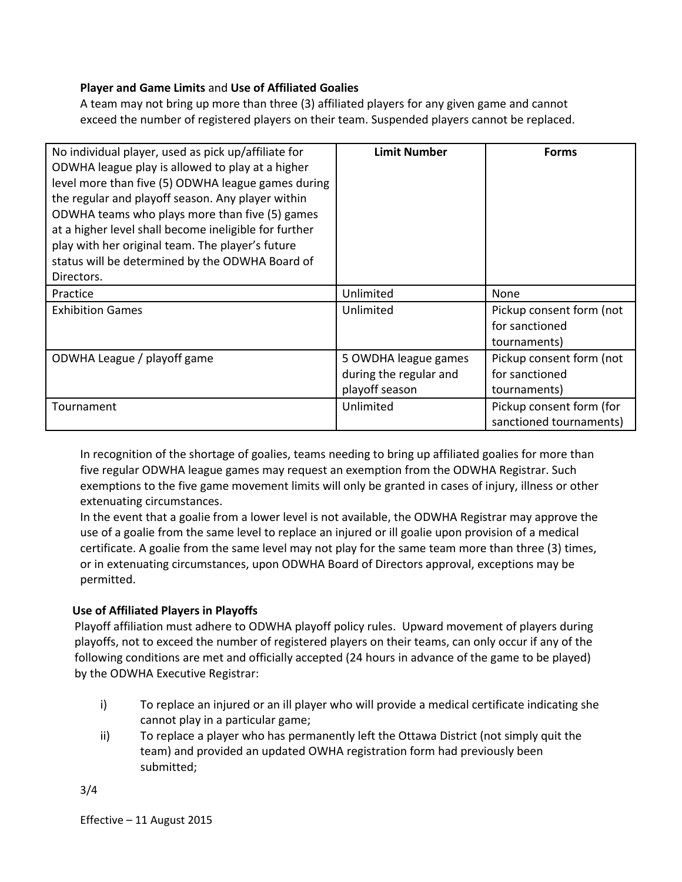**Player and Game Limits** and **Use of Affiliated Goalies**

A team may not bring up more than three (3) affiliated players for any given game and cannot exceed the number of registered players on their team. Suspended players cannot be replaced.

| No individual player, used as pick up/affiliate for ODWHA league play is allowed to play at a higher level more than five (5) ODWHA league games during the regular and playoff season. Any player within ODWHA teams who plays more than five (5) games at a higher level shall become ineligible for further play with her original team. The player's future status will be determined by the ODWHA Board of Directors. | **Limit Number** | **Forms** |
|---|---|---|
| Practice | Unlimited | None |
| Exhibition Games | Unlimited | Pickup consent form (not for sanctioned tournaments) |
| ODWHA League / playoff game | 5 OWDHA league games during the regular and playoff season | Pickup consent form (not for sanctioned tournaments) |
| Tournament | Unlimited | Pickup consent form (for sanctioned tournaments) |

In recognition of the shortage of goalies, teams needing to bring up affiliated goalies for more than five regular ODWHA league games may request an exemption from the ODWHA Registrar. Such exemptions to the five game movement limits will only be granted in cases of injury, illness or other extenuating circumstances.

In the event that a goalie from a lower level is not available, the ODWHA Registrar may approve the use of a goalie from the same level to replace an injured or ill goalie upon provision of a medical certificate. A goalie from the same level may not play for the same team more than three (3) times, or in extenuating circumstances, upon ODWHA Board of Directors approval, exceptions may be permitted.

**Use of Affiliated Players in Playoffs**

Playoff affiliation must adhere to ODWHA playoff policy rules. Upward movement of players during playoffs, not to exceed the number of registered players on their teams, can only occur if any of the following conditions are met and officially accepted (24 hours in advance of the game to be played) by the ODWHA Executive Registrar:

i) To replace an injured or an ill player who will provide a medical certificate indicating she cannot play in a particular game;

ii) To replace a player who has permanently left the Ottawa District (not simply quit the team) and provided an updated OWHA registration form had previously been submitted;

Effective – 11 August 2015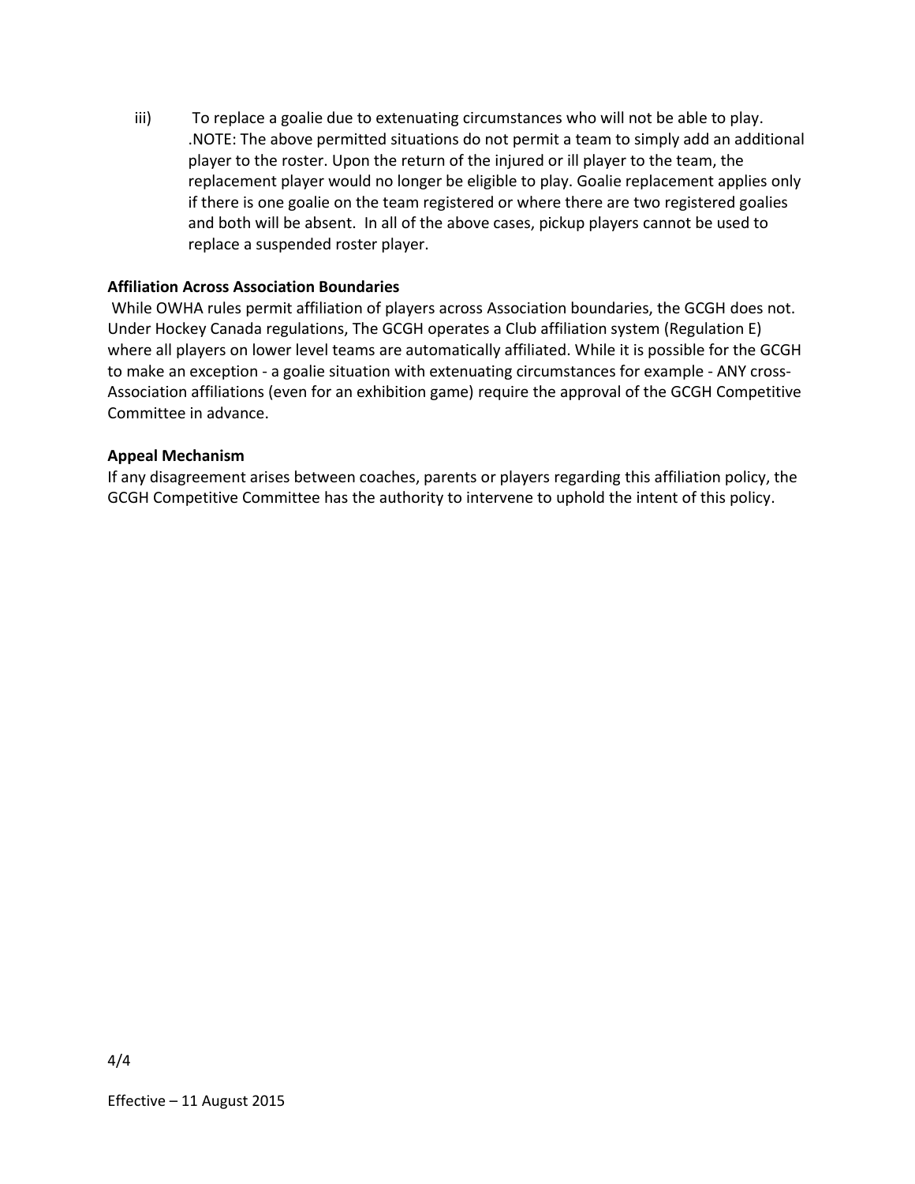iii) To replace a goalie due to extenuating circumstances who will not be able to play. .NOTE: The above permitted situations do not permit a team to simply add an additional player to the roster. Upon the return of the injured or ill player to the team, the replacement player would no longer be eligible to play. Goalie replacement applies only if there is one goalie on the team registered or where there are two registered goalies and both will be absent. In all of the above cases, pickup players cannot be used to replace a suspended roster player.

**Affiliation Across Association Boundaries**

While OWHA rules permit affiliation of players across Association boundaries, the GCGH does not. Under Hockey Canada regulations, The GCGH operates a Club affiliation system (Regulation E) where all players on lower level teams are automatically affiliated. While it is possible for the GCGH to make an exception - a goalie situation with extenuating circumstances for example - ANY cross-Association affiliations (even for an exhibition game) require the approval of the GCGH Competitive Committee in advance.

**Appeal Mechanism**

If any disagreement arises between coaches, parents or players regarding this affiliation policy, the GCGH Competitive Committee has the authority to intervene to uphold the intent of this policy.

Effective – 11 August 2015